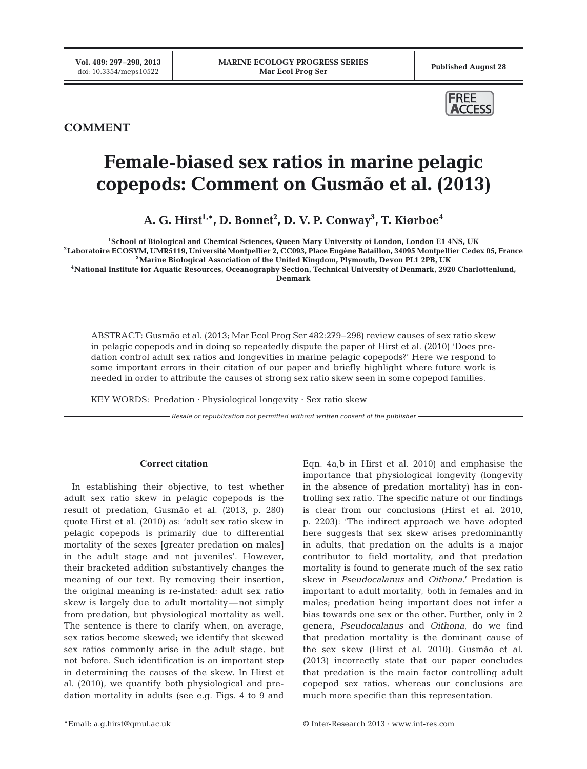## COMMENT

# Female-biased sex ratios in marine pelagic copepods: Comment on Gusmão et al. (2013)

**A. G. Hirst[1,*], D. Bonnet[2], D. V. P. Conway[3], T. Kiørboe[4]**

[1]School of Biological and Chemical Sciences, Queen Mary University of London, London E1 4NS, UK
[2]Laboratoire ECOSYM, UMR5119, Université Montpellier 2, CC093, Place Eugène Bataillon, 34095 Montpellier Cedex 05, France
[3]Marine Biological Association of the United Kingdom, Plymouth, Devon PL1 2PB, UK
[4]National Institute for Aquatic Resources, Oceanography Section, Technical University of Denmark, 2920 Charlottenlund, Denmark

ABSTRACT: Gusmão et al. (2013; Mar Ecol Prog Ser 482:279–298) review causes of sex ratio skew in pelagic copepods and in doing so repeatedly dispute the paper of Hirst et al. (2010) 'Does predation control adult sex ratios and longevities in marine pelagic copepods?' Here we respond to some important errors in their citation of our paper and briefly highlight where future work is needed in order to attribute the causes of strong sex ratio skew seen in some copepod families.

KEY WORDS: Predation · Physiological longevity · Sex ratio skew

*Resale or republication not permitted without written consent of the publisher*

### Correct citation

In establishing their objective, to test whether adult sex ratio skew in pelagic copepods is the result of predation, Gusmão et al. (2013, p. 280) quote Hirst et al. (2010) as: 'adult sex ratio skew in pelagic copepods is primarily due to differential mortality of the sexes [greater predation on males] in the adult stage and not juveniles'. However, their bracketed addition substantively changes the meaning of our text. By removing their insertion, the original meaning is re-instated: adult sex ratio skew is largely due to adult mortality—not simply from predation, but physiological mortality as well. The sentence is there to clarify when, on average, sex ratios become skewed; we identify that skewed sex ratios commonly arise in the adult stage, but not before. Such identification is an important step in determining the causes of the skew. In Hirst et al. (2010), we quantify both physiological and predation mortality in adults (see e.g. Figs. 4 to 9 and Eqn. 4a,b in Hirst et al. 2010) and emphasise the importance that physiological longevity (longevity in the absence of predation mortality) has in controlling sex ratio. The specific nature of our findings is clear from our conclusions (Hirst et al. 2010, p. 2203): 'The indirect approach we have adopted here suggests that sex skew arises predominantly in adults, that predation on the adults is a major contributor to field mortality, and that predation mortality is found to generate much of the sex ratio skew in *Pseudocalanus* and *Oithona*.' Predation is important to adult mortality, both in females and in males; predation being important does not infer a bias towards one sex or the other. Further, only in 2 genera, *Pseudocalanus* and *Oithona*, do we find that predation mortality is the dominant cause of the sex skew (Hirst et al. 2010). Gusmão et al. (2013) incorrectly state that our paper concludes that predation is the main factor controlling adult copepod sex ratios, whereas our conclusions are much more specific than this representation.

*Email: a.g.hirst@qmul.ac.uk

© Inter-Research 2013 · www.int-res.com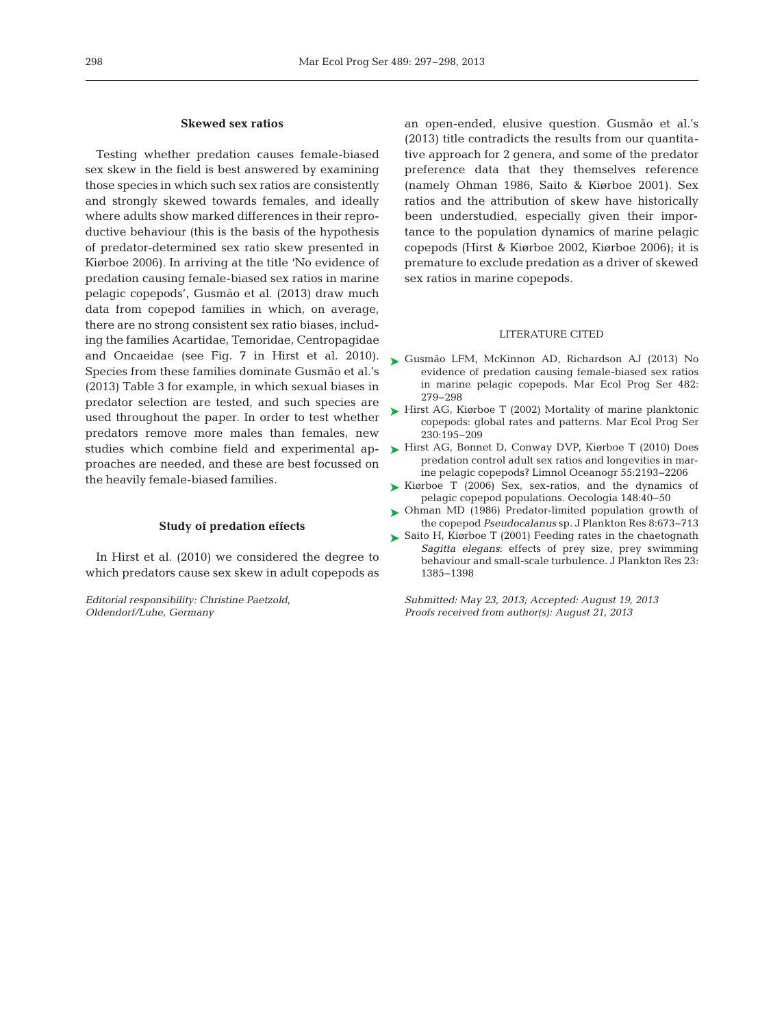## Skewed sex ratios

Testing whether predation causes female-biased sex skew in the field is best answered by examining those species in which such sex ratios are consistently and strongly skewed towards females, and ideally where adults show marked differences in their reproductive behaviour (this is the basis of the hypothesis of predator-determined sex ratio skew presented in Kiørboe 2006). In arriving at the title 'No evidence of predation causing female-biased sex ratios in marine pelagic copepods', Gusmão et al. (2013) draw much data from copepod families in which, on average, there are no strong consistent sex ratio biases, including the families Acartidae, Temoridae, Centropagidae and Oncaeidae (see Fig. 7 in Hirst et al. 2010). Species from these families dominate Gusmão et al.'s (2013) Table 3 for example, in which sexual biases in predator selection are tested, and such species are used throughout the paper. In order to test whether predators remove more males than females, new studies which combine field and experimental approaches are needed, and these are best focussed on the heavily female-biased families.

## Study of predation effects

In Hirst et al. (2010) we considered the degree to which predators cause sex skew in adult copepods as an open-ended, elusive question. Gusmão et al.'s (2013) title contradicts the results from our quantitative approach for 2 genera, and some of the predator preference data that they themselves reference (namely Ohman 1986, Saito & Kiørboe 2001). Sex ratios and the attribution of skew have historically been understudied, especially given their importance to the population dynamics of marine pelagic copepods (Hirst & Kiørboe 2002, Kiørboe 2006); it is premature to exclude predation as a driver of skewed sex ratios in marine copepods.

## LITERATURE CITED

- Gusmão LFM, McKinnon AD, Richardson AJ (2013) No evidence of predation causing female-biased sex ratios in marine pelagic copepods. Mar Ecol Prog Ser 482: 279–298
- Hirst AG, Kiørboe T (2002) Mortality of marine planktonic copepods: global rates and patterns. Mar Ecol Prog Ser 230:195–209
- Hirst AG, Bonnet D, Conway DVP, Kiørboe T (2010) Does predation control adult sex ratios and longevities in marine pelagic copepods? Limnol Oceanogr 55:2193–2206
- Kiørboe T (2006) Sex, sex-ratios, and the dynamics of pelagic copepod populations. Oecologia 148:40–50
- Ohman MD (1986) Predator-limited population growth of the copepod *Pseudocalanus* sp. J Plankton Res 8:673–713
- Saito H, Kiørboe T (2001) Feeding rates in the chaetognath *Sagitta elegans*: effects of prey size, prey swimming behaviour and small-scale turbulence. J Plankton Res 23: 1385–1398

*Editorial responsibility: Christine Paetzold, Oldendorf/Luhe, Germany*

*Submitted: May 23, 2013; Accepted: August 19, 2013*
*Proofs received from author(s): August 21, 2013*